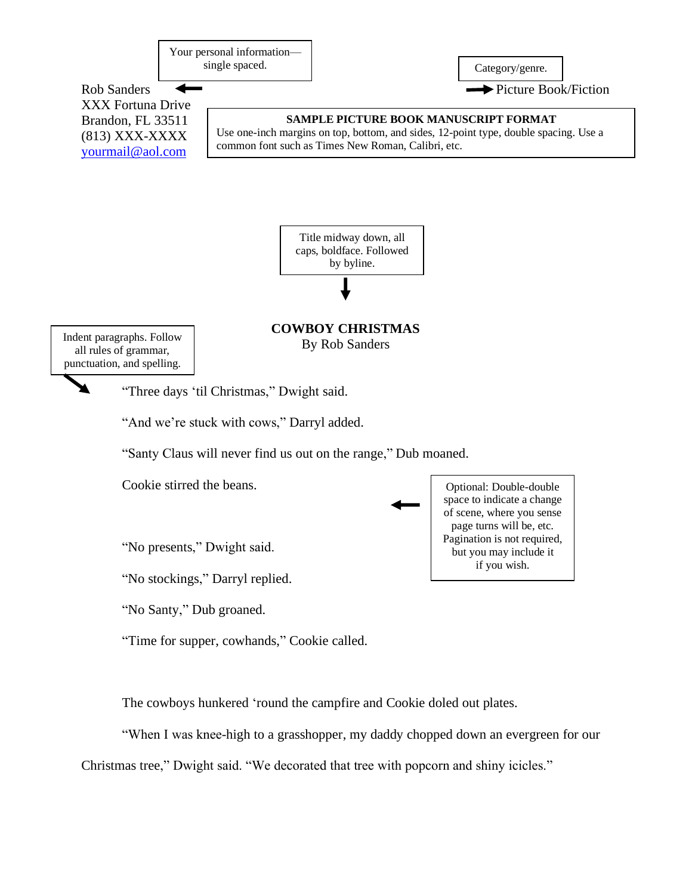Your personal information—single spaced.

Category/genre.

Rob Sanders
XXX Fortuna Drive
Brandon, FL 33511
(813) XXX-XXXX
yourmail@aol.com

Picture Book/Fiction

**SAMPLE PICTURE BOOK MANUSCRIPT FORMAT**
Use one-inch margins on top, bottom, and sides, 12-point type, double spacing. Use a common font such as Times New Roman, Calibri, etc.

Title midway down, all caps, boldface. Followed by byline.

**COWBOY CHRISTMAS**
By Rob Sanders

Indent paragraphs. Follow all rules of grammar, punctuation, and spelling.

"Three days 'til Christmas," Dwight said.

"And we're stuck with cows," Darryl added.

"Santy Claus will never find us out on the range," Dub moaned.

Cookie stirred the beans.

Optional: Double-double space to indicate a change of scene, where you sense page turns will be, etc. Pagination is not required, but you may include it if you wish.

"No presents," Dwight said.

"No stockings," Darryl replied.

"No Santy," Dub groaned.

"Time for supper, cowhands," Cookie called.

The cowboys hunkered 'round the campfire and Cookie doled out plates.

"When I was knee-high to a grasshopper, my daddy chopped down an evergreen for our Christmas tree," Dwight said. "We decorated that tree with popcorn and shiny icicles."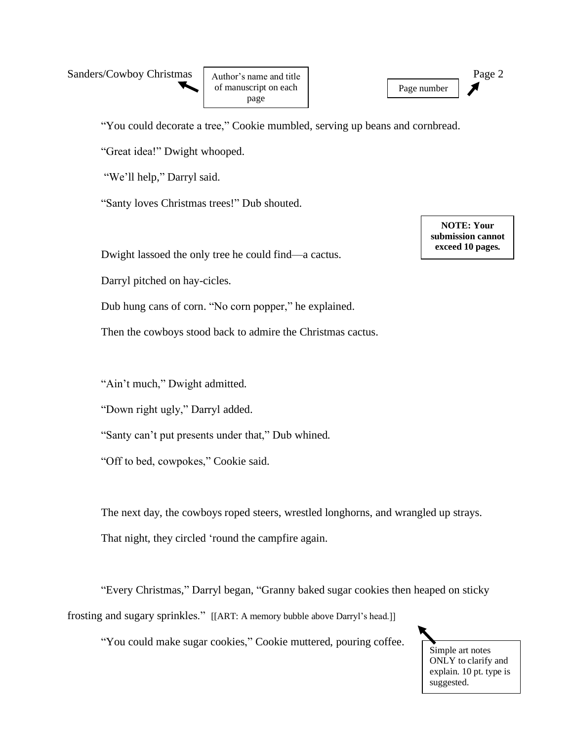Author's name and title of manuscript on each page

Page number

"You could decorate a tree," Cookie mumbled, serving up beans and cornbread.

"Great idea!" Dwight whooped.

"We'll help," Darryl said.

"Santy loves Christmas trees!" Dub shouted.

**NOTE: Your submission cannot exceed 10 pages.**

Dwight lassoed the only tree he could find—a cactus.

Darryl pitched on hay-cicles.

Dub hung cans of corn. "No corn popper," he explained.

Then the cowboys stood back to admire the Christmas cactus.

"Ain't much," Dwight admitted.

"Down right ugly," Darryl added.

"Santy can't put presents under that," Dub whined.

"Off to bed, cowpokes," Cookie said.

The next day, the cowboys roped steers, wrestled longhorns, and wrangled up strays.

That night, they circled 'round the campfire again.

"Every Christmas," Darryl began, "Granny baked sugar cookies then heaped on sticky frosting and sugary sprinkles." [[ART: A memory bubble above Darryl's head.]]

"You could make sugar cookies," Cookie muttered, pouring coffee.

Simple art notes ONLY to clarify and explain. 10 pt. type is suggested.